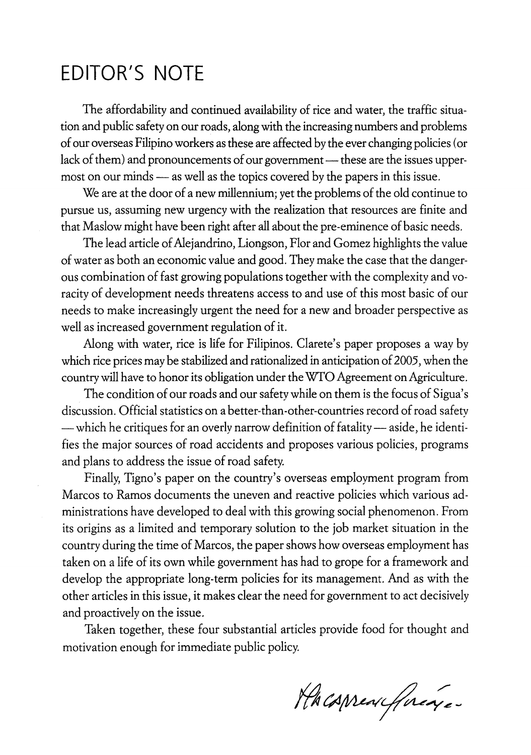# EDITOR'S NOTE

The affordability and continued availability of rice and water, the traffic situation and public safety on our roads, along with the increasing numbers and problems of our overseas Filipino workers as these are affected by the ever changing policies (or lack of them) and pronouncements of our government — these are the issues uppermost on our minds — as well as the topics covered by the papers in this issue.

We are at the door of a new millennium; yet the problems of the old continue to pursue us, assuming new urgency with the realization that resources are finite and that Maslow might have been right after all about the pre-eminence of basic needs.

The lead article of Alejandrino, Liongson, Flor and Gomez highlights the value of water as both an economic value and good. They make the case that the dangerous combination of fast growing populations together with the complexity and voracity of development needs threatens access to and use of this most basic of our needs to make increasingly urgent the need for a new and broader perspective as well as increased government regulation of it.

Along with water, rice is life for Filipinos. Clarete's paper proposes a way by which rice prices may be stabilized and rationalized in anticipation of 2005, when the country will have to honor its obligation under the WTO Agreement on Agriculture.

The condition of our roads and our safety while on them is the focus of Sigua's discussion. Official statistics on a better-than-other-countries record of road safety — which he critiques for an overly narrow definition of fatality — aside, he identifies the major sources of road accidents and proposes various policies, programs and plans to address the issue of road safety.

Finally, Tigno's paper on the country's overseas employment program from Marcos to Ramos documents the uneven and reactive policies which various administrations have developed to deal with this growing social phenomenon. From its origins as a limited and temporary solution to the job market situation in the country during the time of Marcos, the paper shows how overseas employment has taken on a life of its own while government has had to grope for a framework and develop the appropriate long-term policies for its management. And as with the other articles in this issue, it makes clear the need for government to act decisively and proactively on the issue.

Taken together, these four substantial articles provide food for thought and motivation enough for immediate public policy.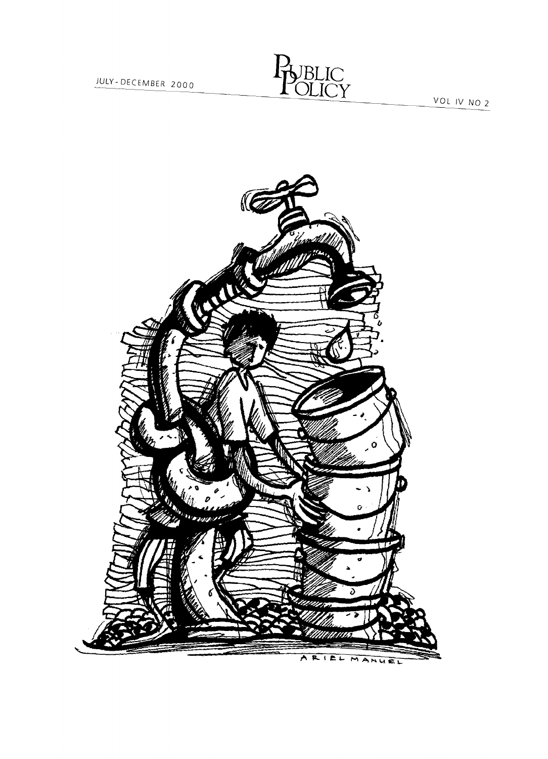JULY-DECEMBER 2000

# PUBLIC POLICY

VOL IV NO 2